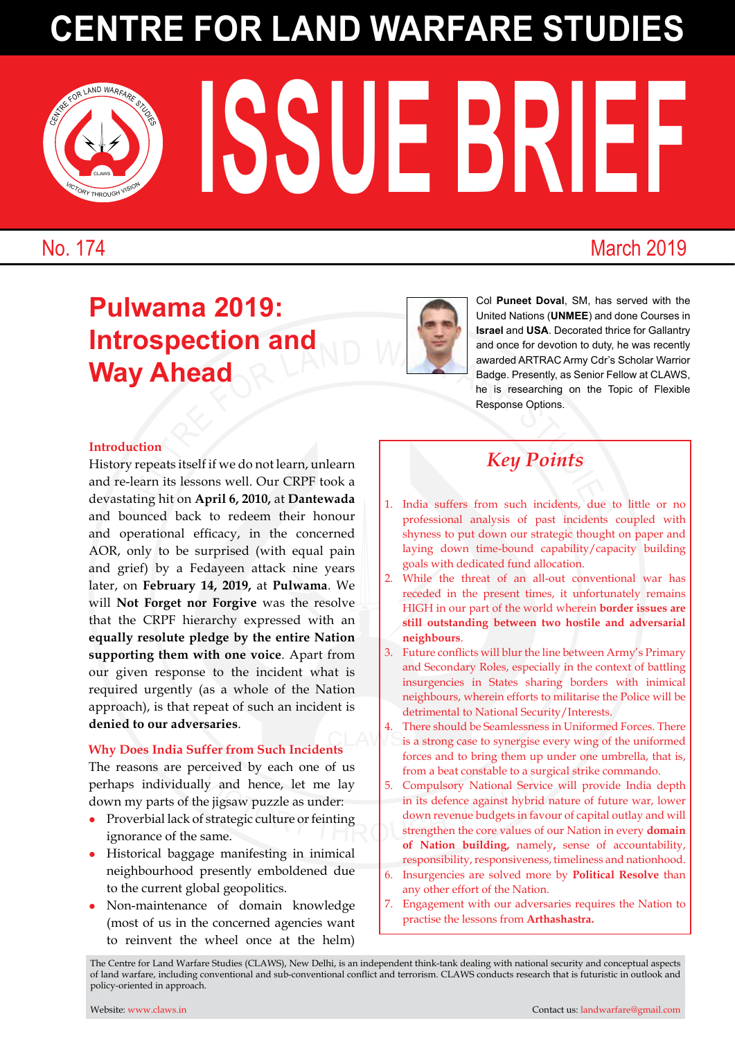# CENTRE FOR LAND WARFARE STUDIES

# ISSUE BRIEF

No. 174 March 2019

# Pulwama 2019: Introspection and Way Ahead

Col **Puneet Doval**, SM, has served with the United Nations (**UNMEE**) and done Courses in **Israel** and **USA**. Decorated thrice for Gallantry and once for devotion to duty, he was recently awarded ARTRAC Army Cdr's Scholar Warrior Badge. Presently, as Senior Fellow at CLAWS, he is researching on the Topic of Flexible Response Options.

## Key Points

1. India suffers from such incidents, due to little or no professional analysis of past incidents coupled with shyness to put down our strategic thought on paper and laying down time-bound capability/capacity building goals with dedicated fund allocation.
2. While the threat of an all-out conventional war has receded in the present times, it unfortunately remains HIGH in our part of the world wherein **border issues are still outstanding between two hostile and adversarial neighbours**.
3. Future conflicts will blur the line between Army's Primary and Secondary Roles, especially in the context of battling insurgencies in States sharing borders with inimical neighbours, wherein efforts to militarise the Police will be detrimental to National Security/Interests.
4. There should be Seamlessness in Uniformed Forces. There is a strong case to synergise every wing of the uniformed forces and to bring them up under one umbrella, that is, from a beat constable to a surgical strike commando.
5. Compulsory National Service will provide India depth in its defence against hybrid nature of future war, lower down revenue budgets in favour of capital outlay and will strengthen the core values of our Nation in every **domain of Nation building,** namely**,** sense of accountability, responsibility, responsiveness, timeliness and nationhood.
6. Insurgencies are solved more by **Political Resolve** than any other effort of the Nation.
7. Engagement with our adversaries requires the Nation to practise the lessons from **Arthashastra.**

### Introduction

History repeats itself if we do not learn, unlearn and re-learn its lessons well. Our CRPF took a devastating hit on **April 6, 2010,** at **Dantewada** and bounced back to redeem their honour and operational efficacy, in the concerned AOR, only to be surprised (with equal pain and grief) by a Fedayeen attack nine years later, on **February 14, 2019,** at **Pulwama**. We will **Not Forget nor Forgive** was the resolve that the CRPF hierarchy expressed with an **equally resolute pledge by the entire Nation supporting them with one voice**. Apart from our given response to the incident what is required urgently (as a whole of the Nation approach), is that repeat of such an incident is **denied to our adversaries**.

### Why Does India Suffer from Such Incidents

The reasons are perceived by each one of us perhaps individually and hence, let me lay down my parts of the jigsaw puzzle as under:

- Proverbial lack of strategic culture or feinting ignorance of the same.
- Historical baggage manifesting in inimical neighbourhood presently emboldened due to the current global geopolitics.
- Non-maintenance of domain knowledge (most of us in the concerned agencies want to reinvent the wheel once at the helm)

The Centre for Land Warfare Studies (CLAWS), New Delhi, is an independent think-tank dealing with national security and conceptual aspects of land warfare, including conventional and sub-conventional conflict and terrorism. CLAWS conducts research that is futuristic in outlook and policy-oriented in approach.

Website: www.claws.in Contact us: landwarfare@gmail.com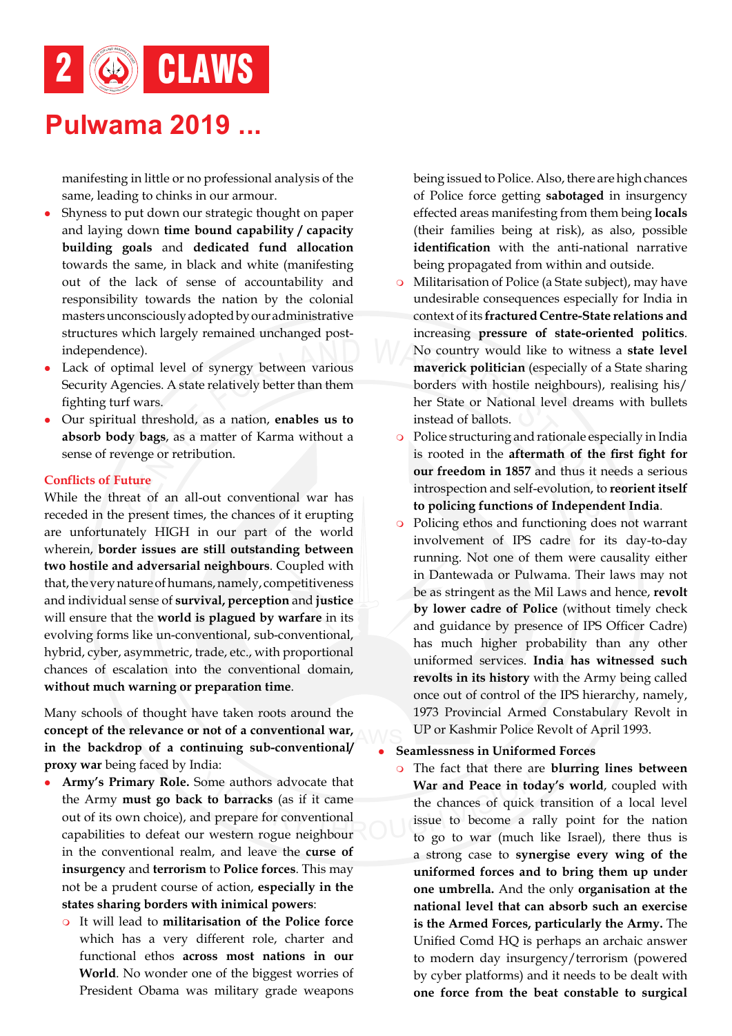## Pulwama 2019 ...

manifesting in little or no professional analysis of the same, leading to chinks in our armour.

- Shyness to put down our strategic thought on paper and laying down **time bound capability / capacity building goals** and **dedicated fund allocation** towards the same, in black and white (manifesting out of the lack of sense of accountability and responsibility towards the nation by the colonial masters unconsciously adopted by our administrative structures which largely remained unchanged post-independence).
- Lack of optimal level of synergy between various Security Agencies. A state relatively better than them fighting turf wars.
- Our spiritual threshold, as a nation, **enables us to absorb body bags**, as a matter of Karma without a sense of revenge or retribution.

### Conflicts of Future

While the threat of an all-out conventional war has receded in the present times, the chances of it erupting are unfortunately HIGH in our part of the world wherein, **border issues are still outstanding between two hostile and adversarial neighbours**. Coupled with that, the very nature of humans, namely, competitiveness and individual sense of **survival, perception** and **justice** will ensure that the **world is plagued by warfare** in its evolving forms like un-conventional, sub-conventional, hybrid, cyber, asymmetric, trade, etc., with proportional chances of escalation into the conventional domain, **without much warning or preparation time**.

Many schools of thought have taken roots around the **concept of the relevance or not of a conventional war, in the backdrop of a continuing sub-conventional/ proxy war** being faced by India:

- **Army's Primary Role.** Some authors advocate that the Army **must go back to barracks** (as if it came out of its own choice), and prepare for conventional capabilities to defeat our western rogue neighbour in the conventional realm, and leave the **curse of insurgency** and **terrorism** to **Police forces**. This may not be a prudent course of action, **especially in the states sharing borders with inimical powers**:
  - It will lead to **militarisation of the Police force** which has a very different role, charter and functional ethos **across most nations in our World**. No wonder one of the biggest worries of President Obama was military grade weapons being issued to Police. Also, there are high chances of Police force getting **sabotaged** in insurgency effected areas manifesting from them being **locals** (their families being at risk), as also, possible **identification** with the anti-national narrative being propagated from within and outside.
  - Militarisation of Police (a State subject), may have undesirable consequences especially for India in context of its **fractured Centre-State relations and** increasing **pressure of state-oriented politics**. No country would like to witness a **state level maverick politician** (especially of a State sharing borders with hostile neighbours), realising his/ her State or National level dreams with bullets instead of ballots.
  - Police structuring and rationale especially in India is rooted in the **aftermath of the first fight for our freedom in 1857** and thus it needs a serious introspection and self-evolution, to **reorient itself to policing functions of Independent India**.
  - Policing ethos and functioning does not warrant involvement of IPS cadre for its day-to-day running. Not one of them were causality either in Dantewada or Pulwama. Their laws may not be as stringent as the Mil Laws and hence, **revolt by lower cadre of Police** (without timely check and guidance by presence of IPS Officer Cadre) has much higher probability than any other uniformed services. **India has witnessed such revolts in its history** with the Army being called once out of control of the IPS hierarchy, namely, 1973 Provincial Armed Constabulary Revolt in UP or Kashmir Police Revolt of April 1993.
- **Seamlessness in Uniformed Forces**
  - The fact that there are **blurring lines between War and Peace in today's world**, coupled with the chances of quick transition of a local level issue to become a rally point for the nation to go to war (much like Israel), there thus is a strong case to **synergise every wing of the uniformed forces and to bring them up under one umbrella.** And the only **organisation at the national level that can absorb such an exercise is the Armed Forces, particularly the Army.** The Unified Comd HQ is perhaps an archaic answer to modern day insurgency/terrorism (powered by cyber platforms) and it needs to be dealt with **one force from the beat constable to surgical**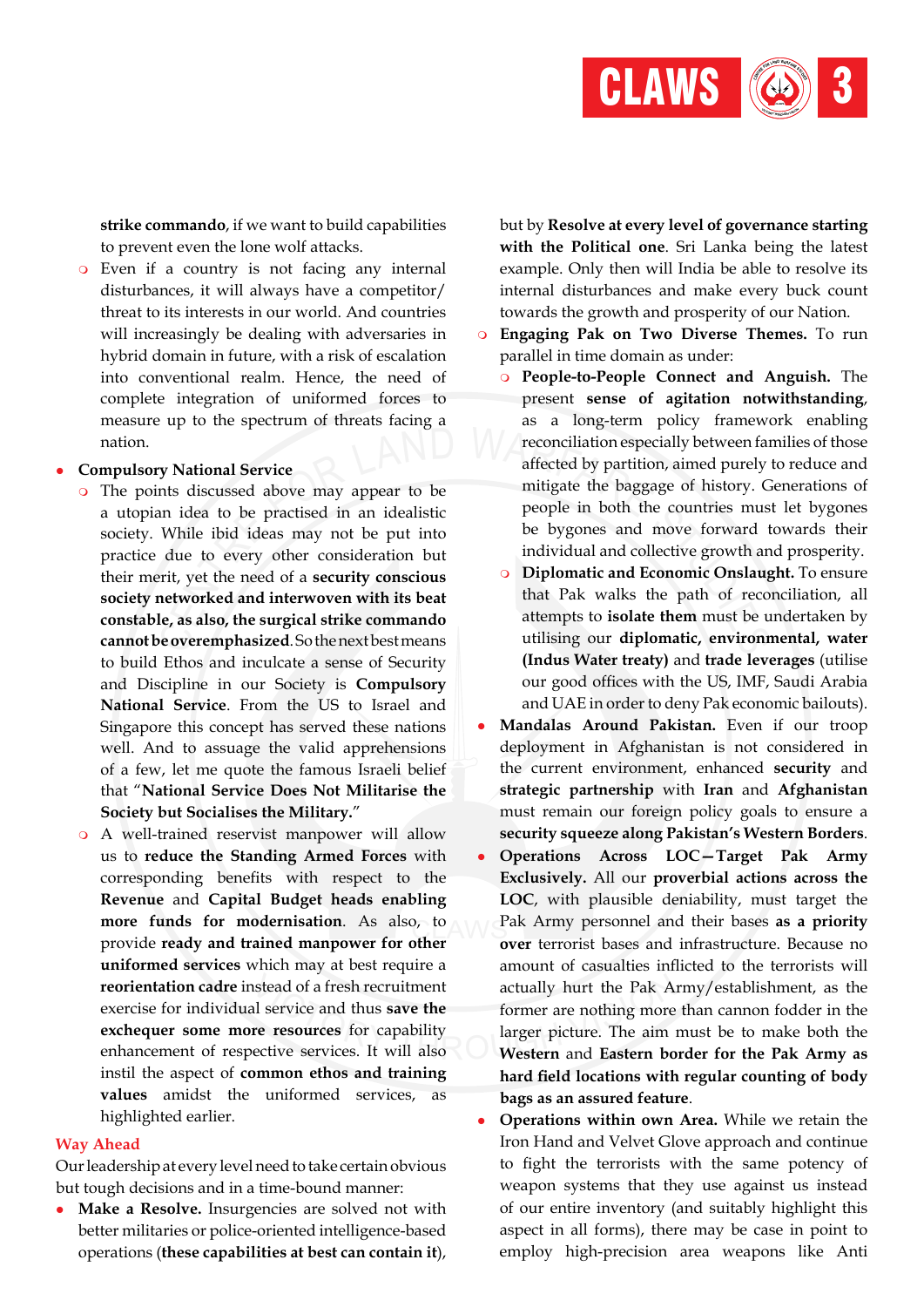**strike commando**, if we want to build capabilities to prevent even the lone wolf attacks.

- Even if a country is not facing any internal disturbances, it will always have a competitor/threat to its interests in our world. And countries will increasingly be dealing with adversaries in hybrid domain in future, with a risk of escalation into conventional realm. Hence, the need of complete integration of uniformed forces to measure up to the spectrum of threats facing a nation.

- **Compulsory National Service**
  - The points discussed above may appear to be a utopian idea to be practised in an idealistic society. While ibid ideas may not be put into practice due to every other consideration but their merit, yet the need of a **security conscious society networked and interwoven with its beat constable, as also, the surgical strike commando cannot be overemphasized**. So the next best means to build Ethos and inculcate a sense of Security and Discipline in our Society is **Compulsory National Service**. From the US to Israel and Singapore this concept has served these nations well. And to assuage the valid apprehensions of a few, let me quote the famous Israeli belief that "**National Service Does Not Militarise the Society but Socialises the Military.**"
  - A well-trained reservist manpower will allow us to **reduce the Standing Armed Forces** with corresponding benefits with respect to the **Revenue** and **Capital Budget heads enabling more funds for modernisation**. As also, to provide **ready and trained manpower for other uniformed services** which may at best require a **reorientation cadre** instead of a fresh recruitment exercise for individual service and thus **save the exchequer some more resources** for capability enhancement of respective services. It will also instil the aspect of **common ethos and training values** amidst the uniformed services, as highlighted earlier.

## Way Ahead

Our leadership at every level need to take certain obvious but tough decisions and in a time-bound manner:

- **Make a Resolve.** Insurgencies are solved not with better militaries or police-oriented intelligence-based operations (**these capabilities at best can contain it**), but by **Resolve at every level of governance starting with the Political one**. Sri Lanka being the latest example. Only then will India be able to resolve its internal disturbances and make every buck count towards the growth and prosperity of our Nation.
- **Engaging Pak on Two Diverse Themes.** To run parallel in time domain as under:
  - **People-to-People Connect and Anguish.** The present **sense of agitation notwithstanding**, as a long-term policy framework enabling reconciliation especially between families of those affected by partition, aimed purely to reduce and mitigate the baggage of history. Generations of people in both the countries must let bygones be bygones and move forward towards their individual and collective growth and prosperity.
  - **Diplomatic and Economic Onslaught.** To ensure that Pak walks the path of reconciliation, all attempts to **isolate them** must be undertaken by utilising our **diplomatic, environmental, water (Indus Water treaty)** and **trade leverages** (utilise our good offices with the US, IMF, Saudi Arabia and UAE in order to deny Pak economic bailouts).
- **Mandalas Around Pakistan.** Even if our troop deployment in Afghanistan is not considered in the current environment, enhanced **security** and **strategic partnership** with **Iran** and **Afghanistan** must remain our foreign policy goals to ensure a **security squeeze along Pakistan's Western Borders**.
- **Operations Across LOC—Target Pak Army Exclusively.** All our **proverbial actions across the LOC**, with plausible deniability, must target the Pak Army personnel and their bases **as a priority over** terrorist bases and infrastructure. Because no amount of casualties inflicted to the terrorists will actually hurt the Pak Army/establishment, as the former are nothing more than cannon fodder in the larger picture. The aim must be to make both the **Western** and **Eastern border for the Pak Army as hard field locations with regular counting of body bags as an assured feature**.
- **Operations within own Area.** While we retain the Iron Hand and Velvet Glove approach and continue to fight the terrorists with the same potency of weapon systems that they use against us instead of our entire inventory (and suitably highlight this aspect in all forms), there may be case in point to employ high-precision area weapons like Anti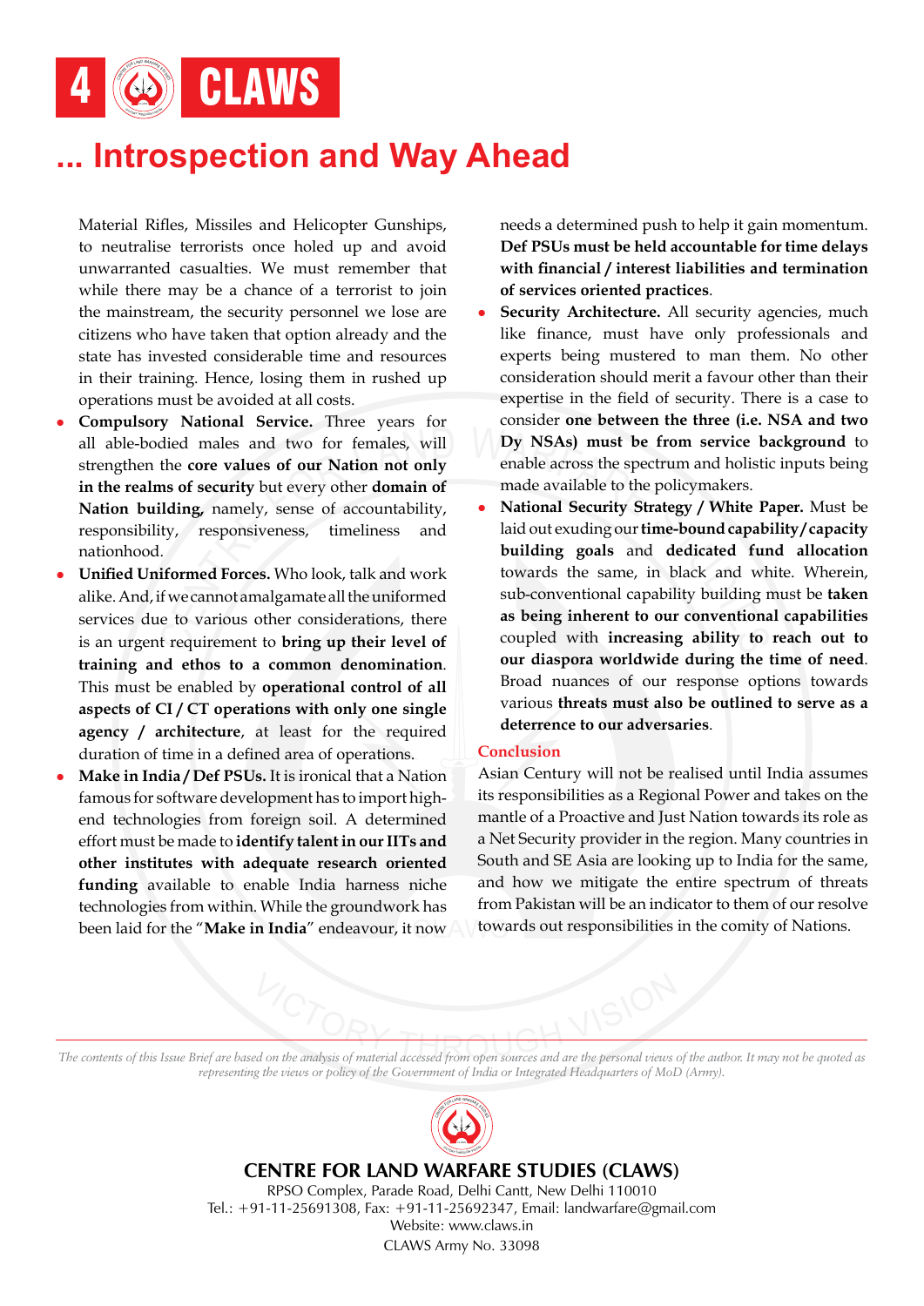# ... Introspection and Way Ahead

Material Rifles, Missiles and Helicopter Gunships, to neutralise terrorists once holed up and avoid unwarranted casualties. We must remember that while there may be a chance of a terrorist to join the mainstream, the security personnel we lose are citizens who have taken that option already and the state has invested considerable time and resources in their training. Hence, losing them in rushed up operations must be avoided at all costs.

- **Compulsory National Service.** Three years for all able-bodied males and two for females, will strengthen the **core values of our Nation not only in the realms of security** but every other **domain of Nation building**, namely, sense of accountability, responsibility, responsiveness, timeliness and nationhood.
- **Unified Uniformed Forces.** Who look, talk and work alike. And, if we cannot amalgamate all the uniformed services due to various other considerations, there is an urgent requirement to **bring up their level of training and ethos to a common denomination**. This must be enabled by **operational control of all aspects of CI / CT operations with only one single agency / architecture**, at least for the required duration of time in a defined area of operations.
- **Make in India / Def PSUs.** It is ironical that a Nation famous for software development has to import high-end technologies from foreign soil. A determined effort must be made to **identify talent in our IITs and other institutes with adequate research oriented funding** available to enable India harness niche technologies from within. While the groundwork has been laid for the "**Make in India**" endeavour, it now needs a determined push to help it gain momentum. **Def PSUs must be held accountable for time delays with financial / interest liabilities and termination of services oriented practices**.
- **Security Architecture.** All security agencies, much like finance, must have only professionals and experts being mustered to man them. No other consideration should merit a favour other than their expertise in the field of security. There is a case to consider **one between the three (i.e. NSA and two Dy NSAs) must be from service background** to enable across the spectrum and holistic inputs being made available to the policymakers.
- **National Security Strategy / White Paper.** Must be laid out exuding our **time-bound capability / capacity building goals** and **dedicated fund allocation** towards the same, in black and white. Wherein, sub-conventional capability building must be **taken as being inherent to our conventional capabilities** coupled with **increasing ability to reach out to our diaspora worldwide during the time of need**. Broad nuances of our response options towards various **threats must also be outlined to serve as a deterrence to our adversaries**.

## Conclusion

Asian Century will not be realised until India assumes its responsibilities as a Regional Power and takes on the mantle of a Proactive and Just Nation towards its role as a Net Security provider in the region. Many countries in South and SE Asia are looking up to India for the same, and how we mitigate the entire spectrum of threats from Pakistan will be an indicator to them of our resolve towards out responsibilities in the comity of Nations.

---

*The contents of this Issue Brief are based on the analysis of material accessed from open sources and are the personal views of the author. It may not be quoted as representing the views or policy of the Government of India or Integrated Headquarters of MoD (Army).*

**CENTRE FOR LAND WARFARE STUDIES (CLAWS)**

RPSO Complex, Parade Road, Delhi Cantt, New Delhi 110010

Tel.: +91-11-25691308, Fax: +91-11-25692347, Email: landwarfare@gmail.com

Website: www.claws.in

CLAWS Army No. 33098